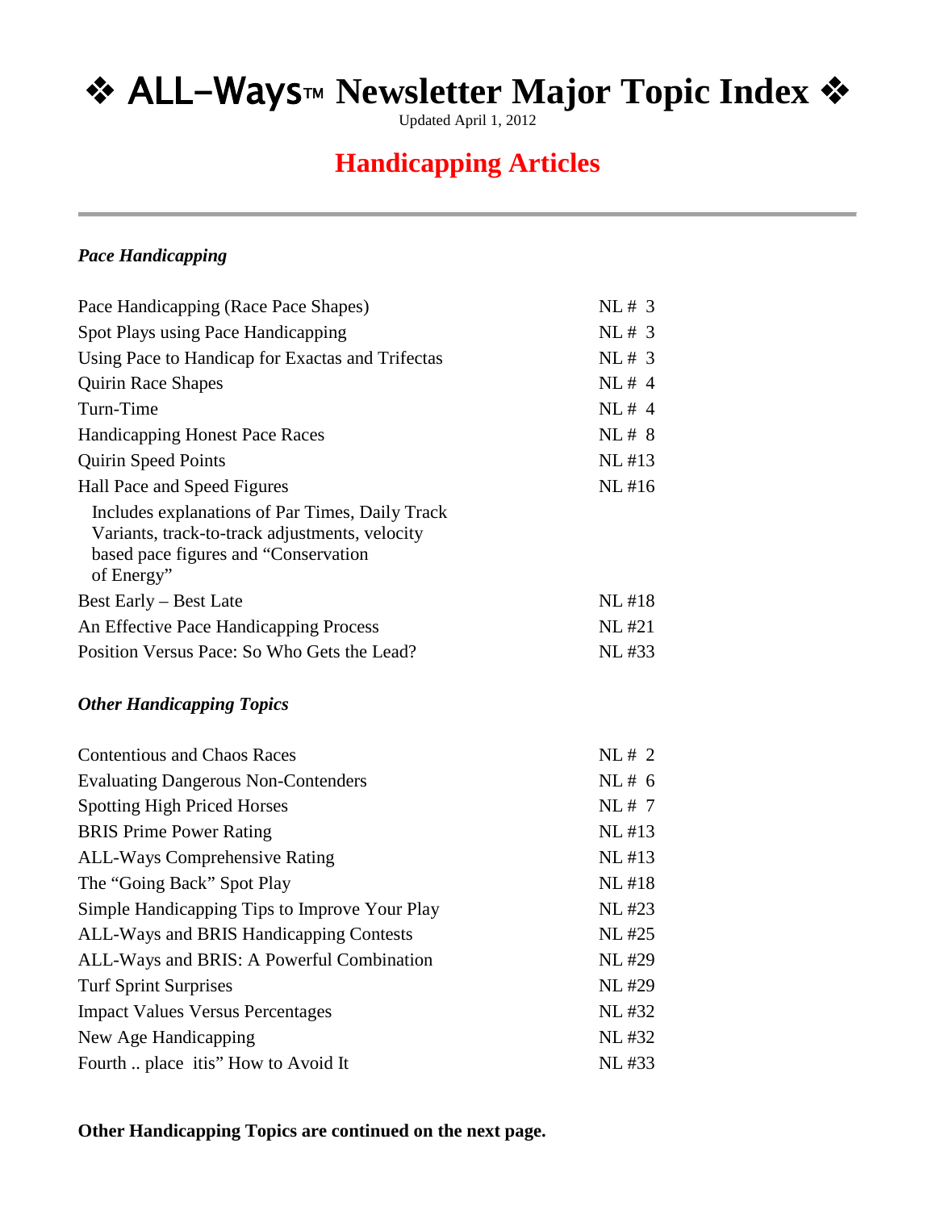# ❖ ALL–Ways™ Newsletter Major Topic Index ❖

Updated April 1, 2012

## Handicapping Articles

---

### *Pace Handicapping*

| | |
|---|---|
| Pace Handicapping (Race Pace Shapes) | NL # 3 |
| Spot Plays using Pace Handicapping | NL # 3 |
| Using Pace to Handicap for Exactas and Trifectas | NL # 3 |
| Quirin Race Shapes | NL # 4 |
| Turn-Time | NL # 4 |
| Handicapping Honest Pace Races | NL # 8 |
| Quirin Speed Points | NL #13 |
| Hall Pace and Speed Figures | NL #16 |
| Includes explanations of Par Times, Daily Track Variants, track-to-track adjustments, velocity based pace figures and "Conservation of Energy" | |
| Best Early – Best Late | NL #18 |
| An Effective Pace Handicapping Process | NL #21 |
| Position Versus Pace: So Who Gets the Lead? | NL #33 |

### *Other Handicapping Topics*

| | |
|---|---|
| Contentious and Chaos Races | NL # 2 |
| Evaluating Dangerous Non-Contenders | NL # 6 |
| Spotting High Priced Horses | NL # 7 |
| BRIS Prime Power Rating | NL #13 |
| ALL-Ways Comprehensive Rating | NL #13 |
| The "Going Back" Spot Play | NL #18 |
| Simple Handicapping Tips to Improve Your Play | NL #23 |
| ALL-Ways and BRIS Handicapping Contests | NL #25 |
| ALL-Ways and BRIS: A Powerful Combination | NL #29 |
| Turf Sprint Surprises | NL #29 |
| Impact Values Versus Percentages | NL #32 |
| New Age Handicapping | NL #32 |
| Fourth .. place itis" How to Avoid It | NL #33 |

**Other Handicapping Topics are continued on the next page.**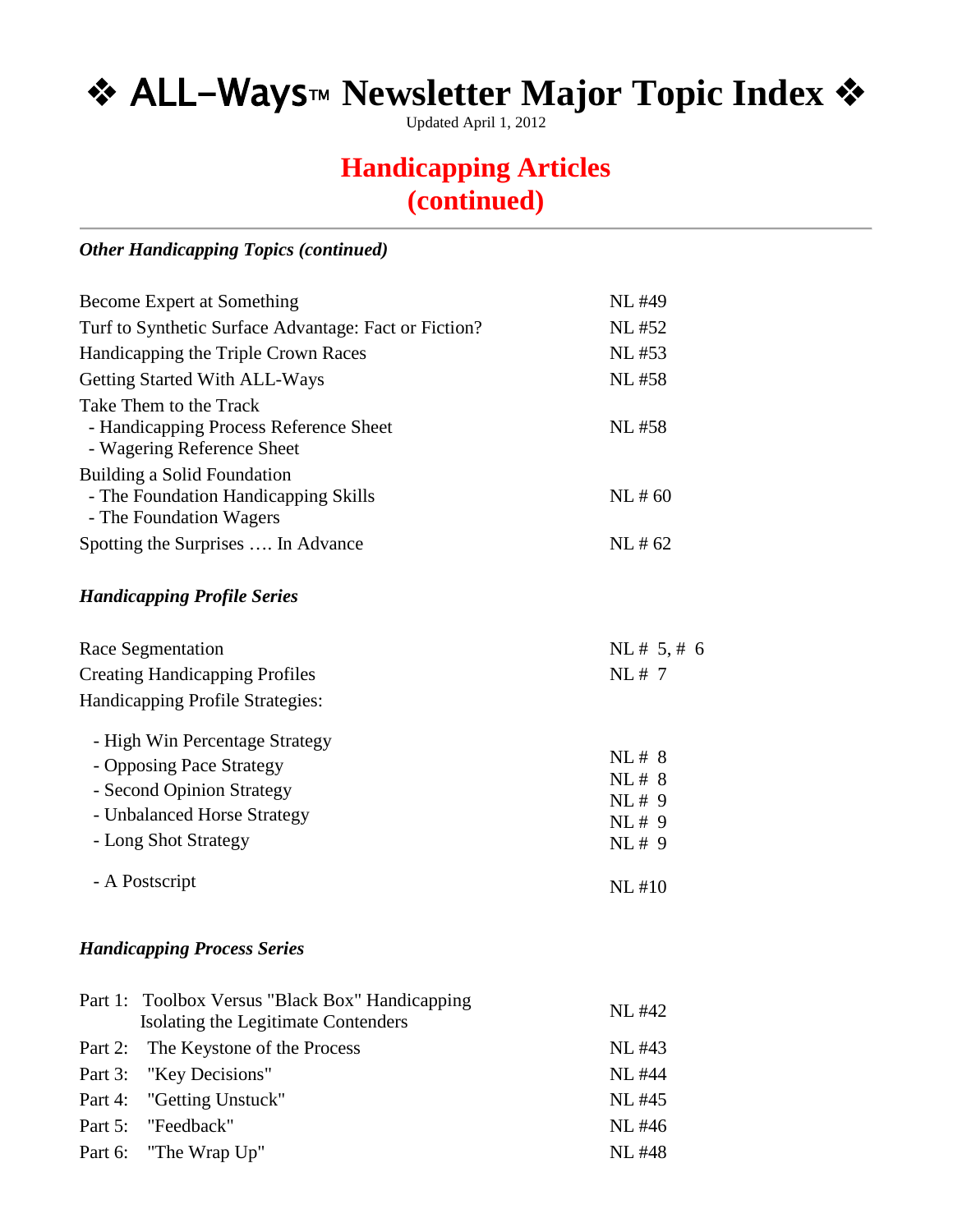# ❖ ALL–Ways™ Newsletter Major Topic Index ❖

Updated April 1, 2012

## Handicapping Articles (continued)

---

### *Other Handicapping Topics (continued)*

| Topic | Newsletter |
|---|---|
| Become Expert at Something | NL #49 |
| Turf to Synthetic Surface Advantage: Fact or Fiction? | NL #52 |
| Handicapping the Triple Crown Races | NL #53 |
| Getting Started With ALL-Ways | NL #58 |
| Take Them to the Track<br>- Handicapping Process Reference Sheet<br>- Wagering Reference Sheet | NL #58 |
| Building a Solid Foundation<br>- The Foundation Handicapping Skills<br>- The Foundation Wagers | NL # 60 |
| Spotting the Surprises …. In Advance | NL # 62 |

### *Handicapping Profile Series*

| Topic | Newsletter |
|---|---|
| Race Segmentation | NL # 5, # 6 |
| Creating Handicapping Profiles | NL # 7 |
| Handicapping Profile Strategies: | |
| - High Win Percentage Strategy | NL # 8 |
| - Opposing Pace Strategy | NL # 8 |
| - Second Opinion Strategy | NL # 9 |
| - Unbalanced Horse Strategy | NL # 9 |
| - Long Shot Strategy | NL # 9 |
| - A Postscript | NL #10 |

### *Handicapping Process Series*

| Part | Topic | Newsletter |
|---|---|---|
| Part 1: | Toolbox Versus "Black Box" Handicapping<br>Isolating the Legitimate Contenders | NL #42 |
| Part 2: | The Keystone of the Process | NL #43 |
| Part 3: | "Key Decisions" | NL #44 |
| Part 4: | "Getting Unstuck" | NL #45 |
| Part 5: | "Feedback" | NL #46 |
| Part 6: | "The Wrap Up" | NL #48 |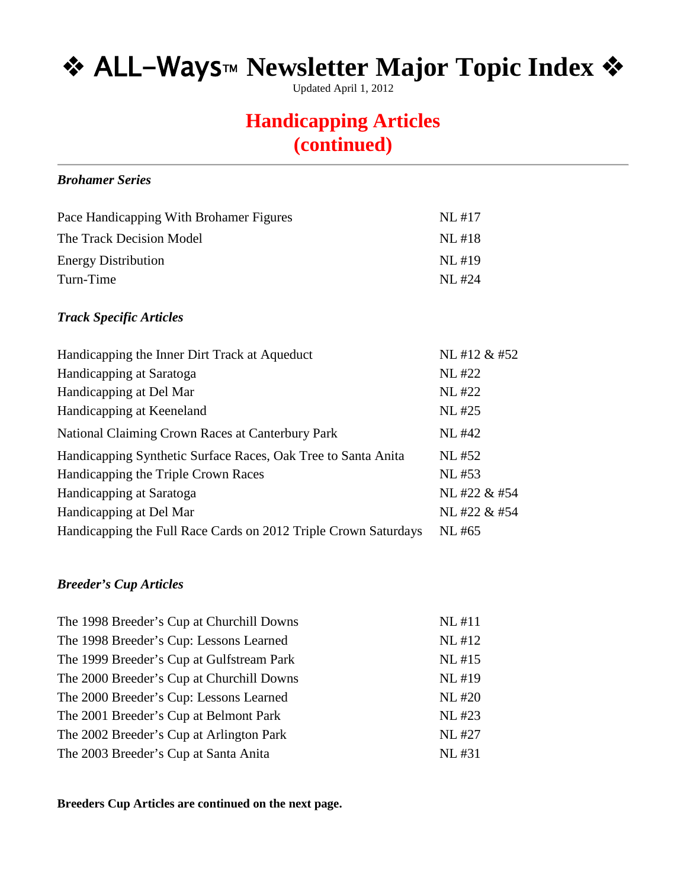# ❖ ALL–Ways™ Newsletter Major Topic Index ❖

Updated April 1, 2012

## Handicapping Articles (continued)

### *Brohamer Series*

| | |
|---|---|
| Pace Handicapping With Brohamer Figures | NL #17 |
| The Track Decision Model | NL #18 |
| Energy Distribution | NL #19 |
| Turn-Time | NL #24 |

### *Track Specific Articles*

| | |
|---|---|
| Handicapping the Inner Dirt Track at Aqueduct | NL #12 & #52 |
| Handicapping at Saratoga | NL #22 |
| Handicapping at Del Mar | NL #22 |
| Handicapping at Keeneland | NL #25 |
| National Claiming Crown Races at Canterbury Park | NL #42 |
| Handicapping Synthetic Surface Races, Oak Tree to Santa Anita | NL #52 |
| Handicapping the Triple Crown Races | NL #53 |
| Handicapping at Saratoga | NL #22 & #54 |
| Handicapping at Del Mar | NL #22 & #54 |
| Handicapping the Full Race Cards on 2012 Triple Crown Saturdays | NL #65 |

### *Breeder's Cup Articles*

| | |
|---|---|
| The 1998 Breeder's Cup at Churchill Downs | NL #11 |
| The 1998 Breeder's Cup: Lessons Learned | NL #12 |
| The 1999 Breeder's Cup at Gulfstream Park | NL #15 |
| The 2000 Breeder's Cup at Churchill Downs | NL #19 |
| The 2000 Breeder's Cup: Lessons Learned | NL #20 |
| The 2001 Breeder's Cup at Belmont Park | NL #23 |
| The 2002 Breeder's Cup at Arlington Park | NL #27 |
| The 2003 Breeder's Cup at Santa Anita | NL #31 |

**Breeders Cup Articles are continued on the next page.**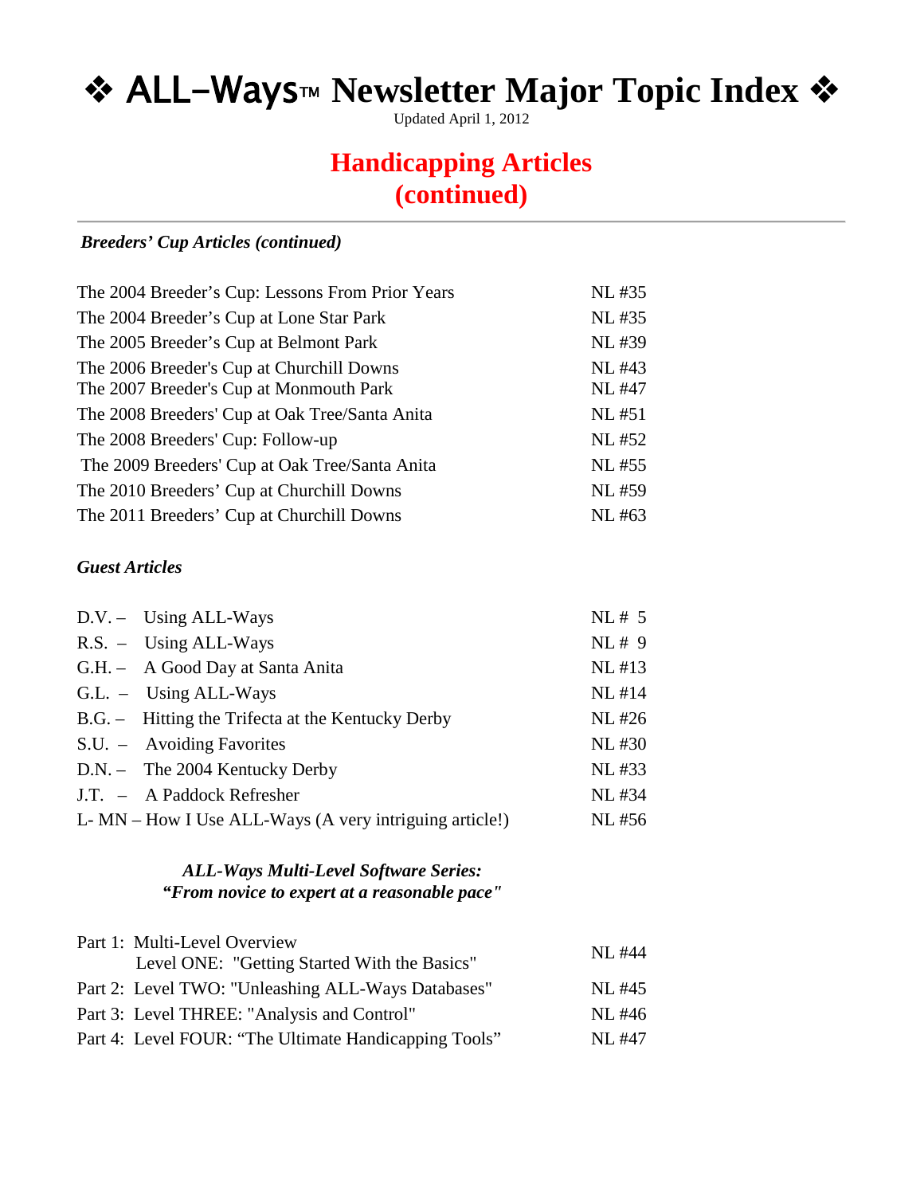# ❖ ALL–Ways™ Newsletter Major Topic Index ❖

Updated April 1, 2012

## Handicapping Articles (continued)

---

### *Breeders' Cup Articles (continued)*

| | |
|---|---|
| The 2004 Breeder's Cup: Lessons From Prior Years | NL #35 |
| The 2004 Breeder's Cup at Lone Star Park | NL #35 |
| The 2005 Breeder's Cup at Belmont Park | NL #39 |
| The 2006 Breeder's Cup at Churchill Downs | NL #43 |
| The 2007 Breeder's Cup at Monmouth Park | NL #47 |
| The 2008 Breeders' Cup at Oak Tree/Santa Anita | NL #51 |
| The 2008 Breeders' Cup: Follow-up | NL #52 |
| The 2009 Breeders' Cup at Oak Tree/Santa Anita | NL #55 |
| The 2010 Breeders' Cup at Churchill Downs | NL #59 |
| The 2011 Breeders' Cup at Churchill Downs | NL #63 |

### *Guest Articles*

| | |
|---|---|
| D.V. – Using ALL-Ways | NL # 5 |
| R.S. – Using ALL-Ways | NL # 9 |
| G.H. – A Good Day at Santa Anita | NL #13 |
| G.L. – Using ALL-Ways | NL #14 |
| B.G. – Hitting the Trifecta at the Kentucky Derby | NL #26 |
| S.U. – Avoiding Favorites | NL #30 |
| D.N. – The 2004 Kentucky Derby | NL #33 |
| J.T. – A Paddock Refresher | NL #34 |
| L- MN – How I Use ALL-Ways (A very intriguing article!) | NL #56 |

### *ALL-Ways Multi-Level Software Series: "From novice to expert at a reasonable pace"*

| | |
|---|---|
| Part 1: Multi-Level Overview<br>Level ONE: "Getting Started With the Basics" | NL #44 |
| Part 2: Level TWO: "Unleashing ALL-Ways Databases" | NL #45 |
| Part 3: Level THREE: "Analysis and Control" | NL #46 |
| Part 4: Level FOUR: "The Ultimate Handicapping Tools" | NL #47 |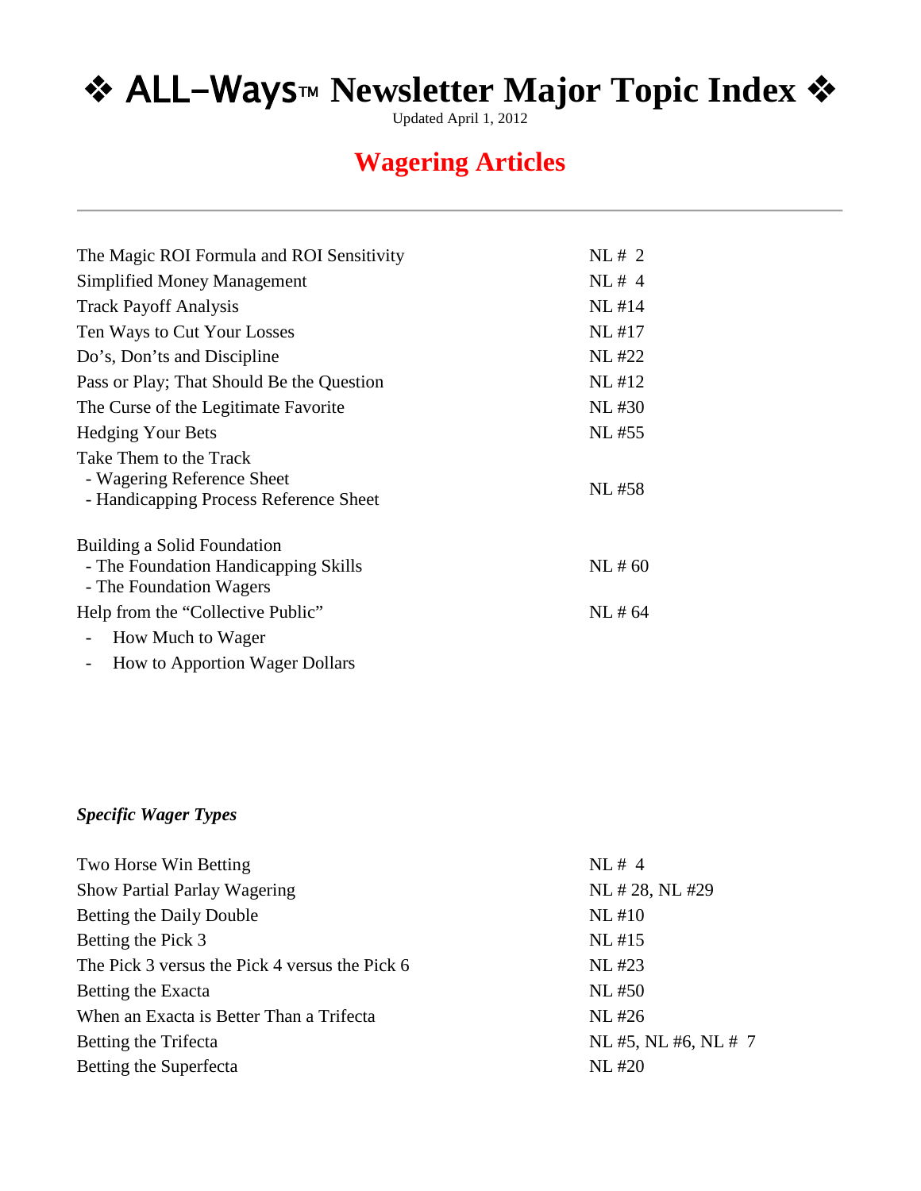# ❖ ALL–Ways™ Newsletter Major Topic Index ❖

Updated April 1, 2012

## Wagering Articles

---

| | |
|---|---|
| The Magic ROI Formula and ROI Sensitivity | NL # 2 |
| Simplified Money Management | NL # 4 |
| Track Payoff Analysis | NL #14 |
| Ten Ways to Cut Your Losses | NL #17 |
| Do's, Don'ts and Discipline | NL #22 |
| Pass or Play; That Should Be the Question | NL #12 |
| The Curse of the Legitimate Favorite | NL #30 |
| Hedging Your Bets | NL #55 |
| Take Them to the Track<br>- Wagering Reference Sheet<br>- Handicapping Process Reference Sheet | NL #58 |
| Building a Solid Foundation<br>- The Foundation Handicapping Skills<br>- The Foundation Wagers | NL # 60 |
| Help from the "Collective Public"<br>- How Much to Wager<br>- How to Apportion Wager Dollars | NL # 64 |

### *Specific Wager Types*

| | |
|---|---|
| Two Horse Win Betting | NL # 4 |
| Show Partial Parlay Wagering | NL # 28, NL #29 |
| Betting the Daily Double | NL #10 |
| Betting the Pick 3 | NL #15 |
| The Pick 3 versus the Pick 4 versus the Pick 6 | NL #23 |
| Betting the Exacta | NL #50 |
| When an Exacta is Better Than a Trifecta | NL #26 |
| Betting the Trifecta | NL #5, NL #6, NL # 7 |
| Betting the Superfecta | NL #20 |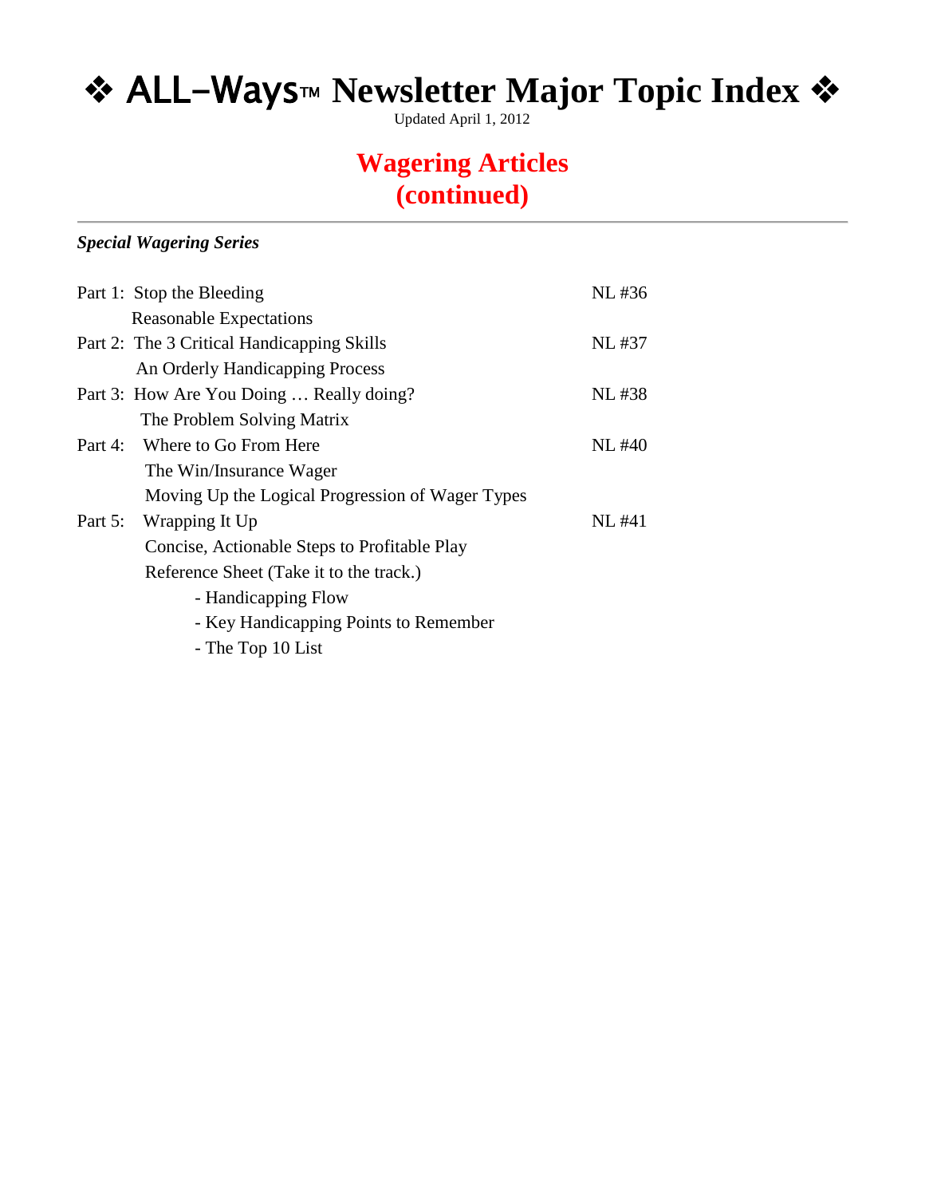# ❖ ALL–Ways™ Newsletter Major Topic Index ❖

Updated April 1, 2012

## Wagering Articles (continued)

---

***Special Wagering Series***

| | |
|---|---|
| Part 1: Stop the Bleeding | NL #36 |
| Reasonable Expectations | |
| Part 2: The 3 Critical Handicapping Skills | NL #37 |
| An Orderly Handicapping Process | |
| Part 3: How Are You Doing … Really doing? | NL #38 |
| The Problem Solving Matrix | |
| Part 4: Where to Go From Here | NL #40 |
| The Win/Insurance Wager | |
| Moving Up the Logical Progression of Wager Types | |
| Part 5: Wrapping It Up | NL #41 |
| Concise, Actionable Steps to Profitable Play | |
| Reference Sheet (Take it to the track.) | |
| - Handicapping Flow | |
| - Key Handicapping Points to Remember | |
| - The Top 10 List | |